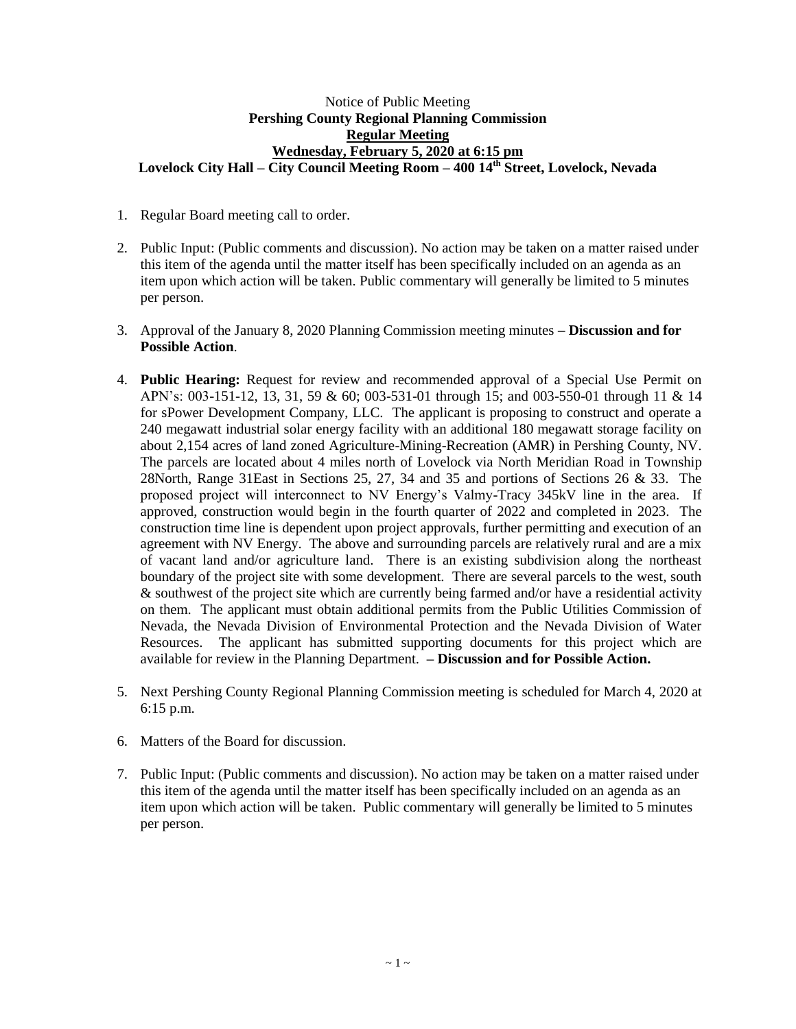Notice of Public Meeting

**Pershing County Regional Planning Commission**

**Regular Meeting**

**Wednesday, February 5, 2020 at 6:15 pm**

**Lovelock City Hall – City Council Meeting Room – 400 14th Street, Lovelock, Nevada**

1. Regular Board meeting call to order.

2. Public Input: (Public comments and discussion). No action may be taken on a matter raised under this item of the agenda until the matter itself has been specifically included on an agenda as an item upon which action will be taken. Public commentary will generally be limited to 5 minutes per person.

3. Approval of the January 8, 2020 Planning Commission meeting minutes **– Discussion and for Possible Action**.

4. **Public Hearing:** Request for review and recommended approval of a Special Use Permit on APN's: 003-151-12, 13, 31, 59 & 60; 003-531-01 through 15; and 003-550-01 through 11 & 14 for sPower Development Company, LLC. The applicant is proposing to construct and operate a 240 megawatt industrial solar energy facility with an additional 180 megawatt storage facility on about 2,154 acres of land zoned Agriculture-Mining-Recreation (AMR) in Pershing County, NV. The parcels are located about 4 miles north of Lovelock via North Meridian Road in Township 28North, Range 31East in Sections 25, 27, 34 and 35 and portions of Sections 26 & 33. The proposed project will interconnect to NV Energy's Valmy-Tracy 345kV line in the area. If approved, construction would begin in the fourth quarter of 2022 and completed in 2023. The construction time line is dependent upon project approvals, further permitting and execution of an agreement with NV Energy. The above and surrounding parcels are relatively rural and are a mix of vacant land and/or agriculture land. There is an existing subdivision along the northeast boundary of the project site with some development. There are several parcels to the west, south & southwest of the project site which are currently being farmed and/or have a residential activity on them. The applicant must obtain additional permits from the Public Utilities Commission of Nevada, the Nevada Division of Environmental Protection and the Nevada Division of Water Resources. The applicant has submitted supporting documents for this project which are available for review in the Planning Department. **– Discussion and for Possible Action.**

5. Next Pershing County Regional Planning Commission meeting is scheduled for March 4, 2020 at 6:15 p.m.

6. Matters of the Board for discussion.

7. Public Input: (Public comments and discussion). No action may be taken on a matter raised under this item of the agenda until the matter itself has been specifically included on an agenda as an item upon which action will be taken. Public commentary will generally be limited to 5 minutes per person.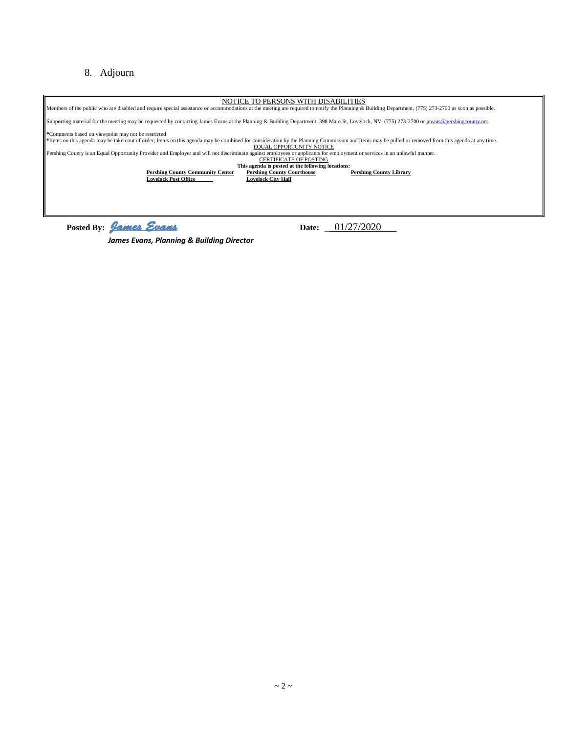8. Adjourn

NOTICE TO PERSONS WITH DISABILITIES

Members of the public who are disabled and require special assistance or accommodations at the meeting are required to notify the Planning & Building Department, (775) 273-2700 as soon as possible.

Supporting material for the meeting may be requested by contacting James Evans at the Planning & Building Department, 398 Main St, Lovelock, NV. (775) 273-2700 or jevans@pershingcounty.net

*Comments based on viewpoint may not be restricted

*Items on this agenda may be taken out of order; Items on this agenda may be combined for consideration by the Planning Commission and Items may be pulled or removed from this agenda at any time.

EQUAL OPPORTUNITY NOTICE

Pershing County is an Equal Opportunity Provider and Employer and will not discriminate against employees or applicants for employment or services in an unlawful manner.

CERTIFICATE OF POSTING

**This agenda is posted at the following locations:**

**Pershing County Community Center** **Pershing County Courthouse** **Pershing County Library**
**Lovelock Post Office** **Lovelock City Hall**

**Posted By:** *James Evans* **Date:** 01/27/2020

***James Evans, Planning & Building Director***